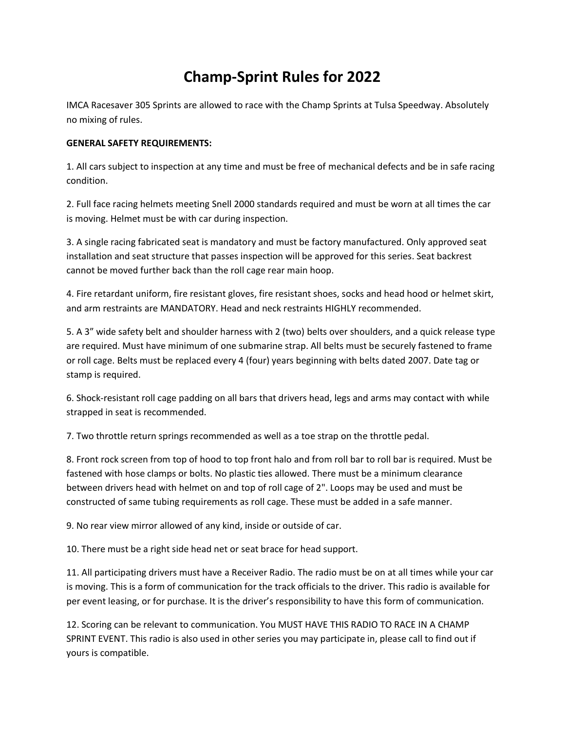# Champ-Sprint Rules for 2022

IMCA Racesaver 305 Sprints are allowed to race with the Champ Sprints at Tulsa Speedway. Absolutely no mixing of rules.

**GENERAL SAFETY REQUIREMENTS:**

1. All cars subject to inspection at any time and must be free of mechanical defects and be in safe racing condition.

2. Full face racing helmets meeting Snell 2000 standards required and must be worn at all times the car is moving. Helmet must be with car during inspection.

3. A single racing fabricated seat is mandatory and must be factory manufactured. Only approved seat installation and seat structure that passes inspection will be approved for this series. Seat backrest cannot be moved further back than the roll cage rear main hoop.

4. Fire retardant uniform, fire resistant gloves, fire resistant shoes, socks and head hood or helmet skirt, and arm restraints are MANDATORY. Head and neck restraints HIGHLY recommended.

5. A 3" wide safety belt and shoulder harness with 2 (two) belts over shoulders, and a quick release type are required. Must have minimum of one submarine strap. All belts must be securely fastened to frame or roll cage. Belts must be replaced every 4 (four) years beginning with belts dated 2007. Date tag or stamp is required.

6. Shock-resistant roll cage padding on all bars that drivers head, legs and arms may contact with while strapped in seat is recommended.

7. Two throttle return springs recommended as well as a toe strap on the throttle pedal.

8. Front rock screen from top of hood to top front halo and from roll bar to roll bar is required. Must be fastened with hose clamps or bolts. No plastic ties allowed. There must be a minimum clearance between drivers head with helmet on and top of roll cage of 2". Loops may be used and must be constructed of same tubing requirements as roll cage. These must be added in a safe manner.

9. No rear view mirror allowed of any kind, inside or outside of car.

10. There must be a right side head net or seat brace for head support.

11. All participating drivers must have a Receiver Radio. The radio must be on at all times while your car is moving. This is a form of communication for the track officials to the driver. This radio is available for per event leasing, or for purchase. It is the driver's responsibility to have this form of communication.

12. Scoring can be relevant to communication. You MUST HAVE THIS RADIO TO RACE IN A CHAMP SPRINT EVENT. This radio is also used in other series you may participate in, please call to find out if yours is compatible.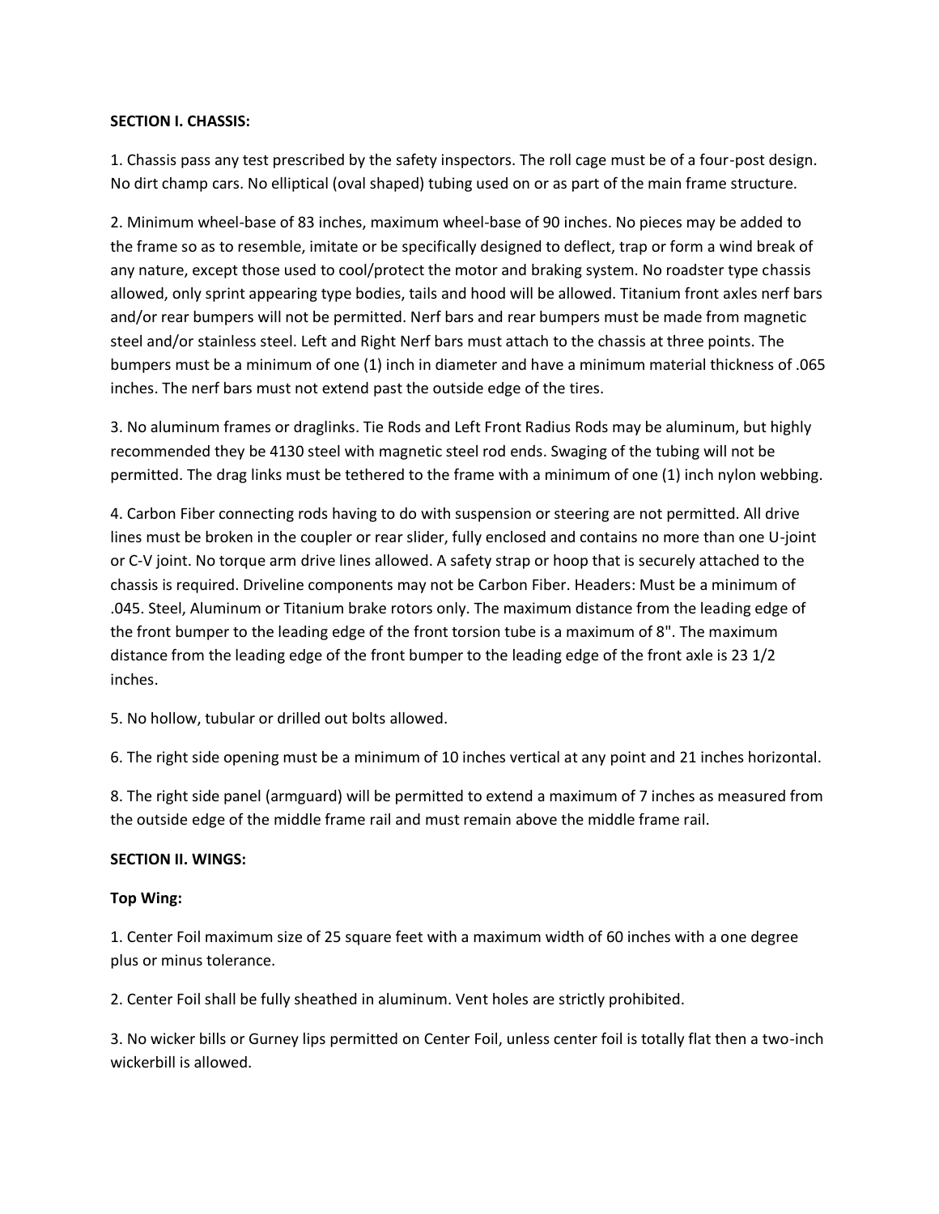**SECTION I. CHASSIS:**

1. Chassis pass any test prescribed by the safety inspectors. The roll cage must be of a four-post design. No dirt champ cars. No elliptical (oval shaped) tubing used on or as part of the main frame structure.

2. Minimum wheel-base of 83 inches, maximum wheel-base of 90 inches. No pieces may be added to the frame so as to resemble, imitate or be specifically designed to deflect, trap or form a wind break of any nature, except those used to cool/protect the motor and braking system. No roadster type chassis allowed, only sprint appearing type bodies, tails and hood will be allowed. Titanium front axles nerf bars and/or rear bumpers will not be permitted. Nerf bars and rear bumpers must be made from magnetic steel and/or stainless steel. Left and Right Nerf bars must attach to the chassis at three points. The bumpers must be a minimum of one (1) inch in diameter and have a minimum material thickness of .065 inches. The nerf bars must not extend past the outside edge of the tires.

3. No aluminum frames or draglinks. Tie Rods and Left Front Radius Rods may be aluminum, but highly recommended they be 4130 steel with magnetic steel rod ends. Swaging of the tubing will not be permitted. The drag links must be tethered to the frame with a minimum of one (1) inch nylon webbing.

4. Carbon Fiber connecting rods having to do with suspension or steering are not permitted. All drive lines must be broken in the coupler or rear slider, fully enclosed and contains no more than one U-joint or C-V joint. No torque arm drive lines allowed. A safety strap or hoop that is securely attached to the chassis is required. Driveline components may not be Carbon Fiber. Headers: Must be a minimum of .045. Steel, Aluminum or Titanium brake rotors only. The maximum distance from the leading edge of the front bumper to the leading edge of the front torsion tube is a maximum of 8". The maximum distance from the leading edge of the front bumper to the leading edge of the front axle is 23 1/2 inches.

5. No hollow, tubular or drilled out bolts allowed.

6. The right side opening must be a minimum of 10 inches vertical at any point and 21 inches horizontal.

8. The right side panel (armguard) will be permitted to extend a maximum of 7 inches as measured from the outside edge of the middle frame rail and must remain above the middle frame rail.

**SECTION II. WINGS:**

**Top Wing:**

1. Center Foil maximum size of 25 square feet with a maximum width of 60 inches with a one degree plus or minus tolerance.

2. Center Foil shall be fully sheathed in aluminum. Vent holes are strictly prohibited.

3. No wicker bills or Gurney lips permitted on Center Foil, unless center foil is totally flat then a two-inch wickerbill is allowed.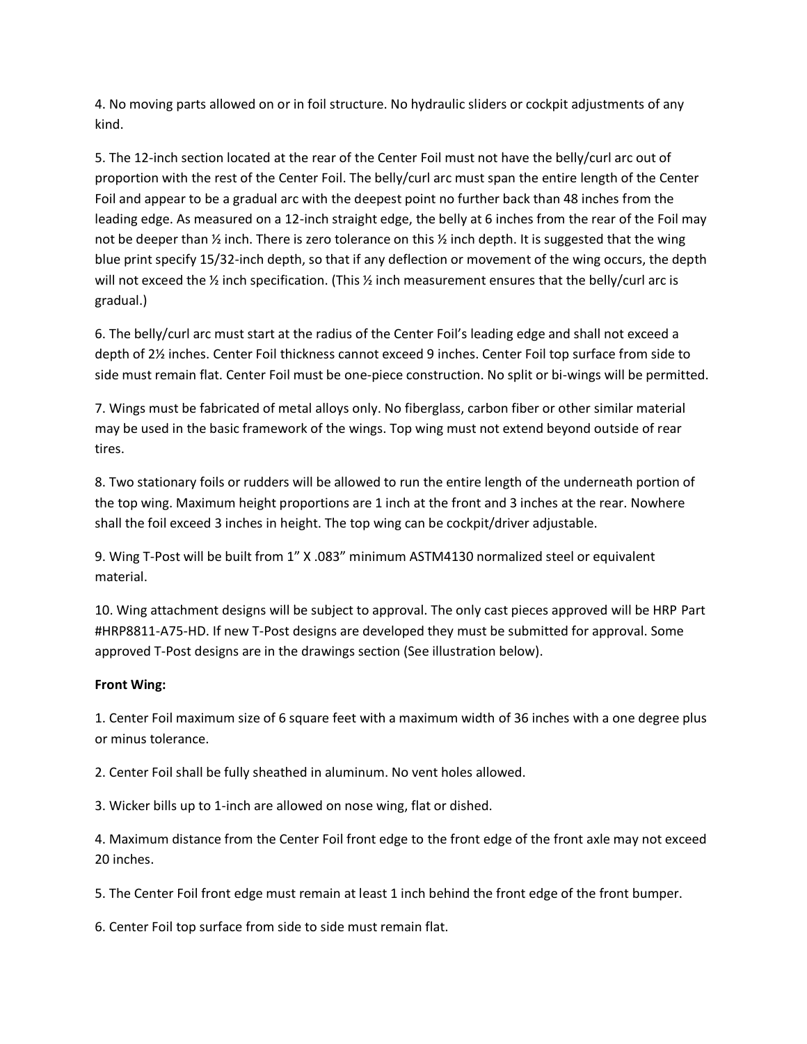4. No moving parts allowed on or in foil structure. No hydraulic sliders or cockpit adjustments of any kind.

5. The 12-inch section located at the rear of the Center Foil must not have the belly/curl arc out of proportion with the rest of the Center Foil. The belly/curl arc must span the entire length of the Center Foil and appear to be a gradual arc with the deepest point no further back than 48 inches from the leading edge. As measured on a 12-inch straight edge, the belly at 6 inches from the rear of the Foil may not be deeper than ½ inch. There is zero tolerance on this ½ inch depth. It is suggested that the wing blue print specify 15/32-inch depth, so that if any deflection or movement of the wing occurs, the depth will not exceed the ½ inch specification. (This ½ inch measurement ensures that the belly/curl arc is gradual.)

6. The belly/curl arc must start at the radius of the Center Foil's leading edge and shall not exceed a depth of 2½ inches. Center Foil thickness cannot exceed 9 inches. Center Foil top surface from side to side must remain flat. Center Foil must be one-piece construction. No split or bi-wings will be permitted.

7. Wings must be fabricated of metal alloys only. No fiberglass, carbon fiber or other similar material may be used in the basic framework of the wings. Top wing must not extend beyond outside of rear tires.

8. Two stationary foils or rudders will be allowed to run the entire length of the underneath portion of the top wing. Maximum height proportions are 1 inch at the front and 3 inches at the rear. Nowhere shall the foil exceed 3 inches in height. The top wing can be cockpit/driver adjustable.

9. Wing T-Post will be built from 1" X .083" minimum ASTM4130 normalized steel or equivalent material.

10. Wing attachment designs will be subject to approval. The only cast pieces approved will be HRP Part #HRP8811-A75-HD. If new T-Post designs are developed they must be submitted for approval. Some approved T-Post designs are in the drawings section (See illustration below).

**Front Wing:**

1. Center Foil maximum size of 6 square feet with a maximum width of 36 inches with a one degree plus or minus tolerance.

2. Center Foil shall be fully sheathed in aluminum. No vent holes allowed.

3. Wicker bills up to 1-inch are allowed on nose wing, flat or dished.

4. Maximum distance from the Center Foil front edge to the front edge of the front axle may not exceed 20 inches.

5. The Center Foil front edge must remain at least 1 inch behind the front edge of the front bumper.

6. Center Foil top surface from side to side must remain flat.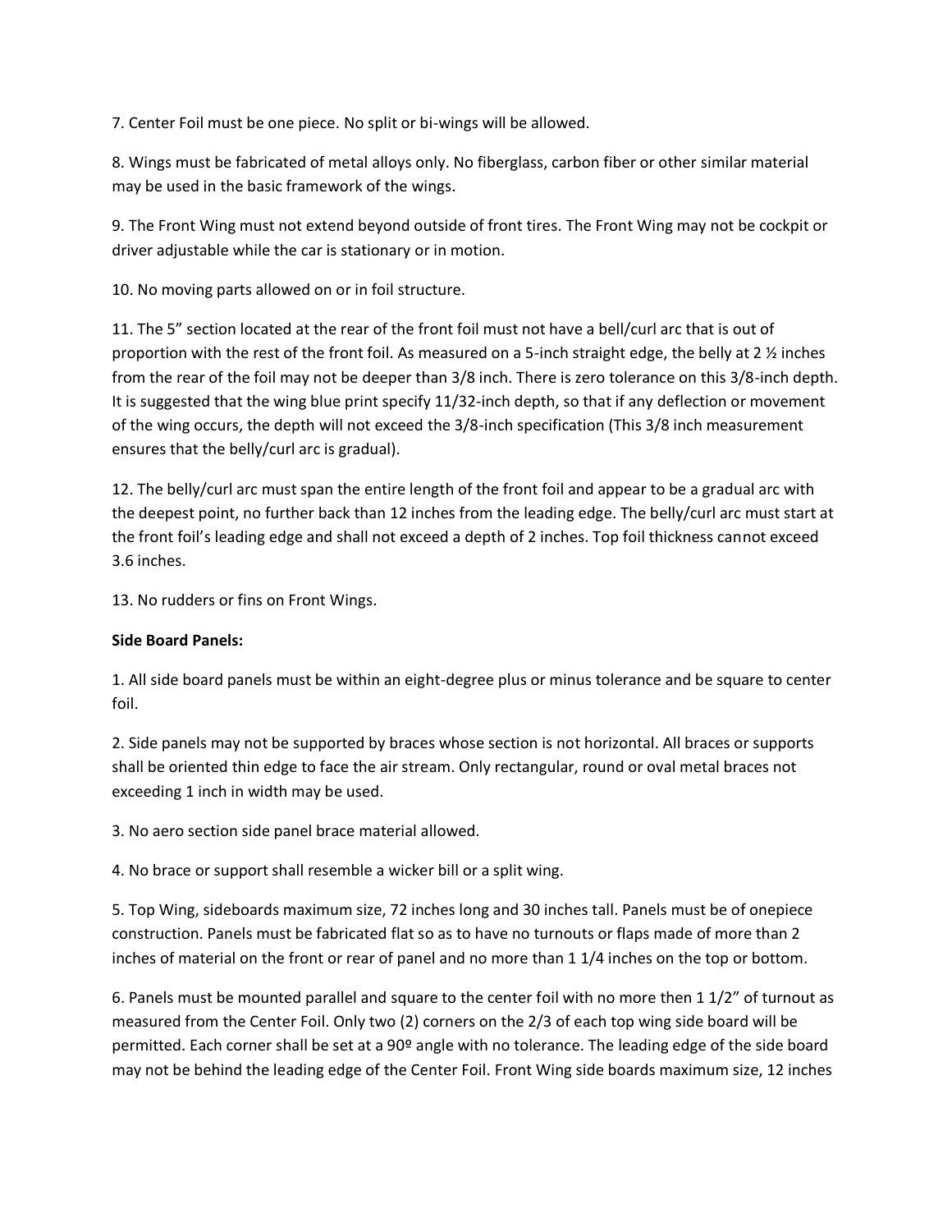7. Center Foil must be one piece. No split or bi-wings will be allowed.

8. Wings must be fabricated of metal alloys only. No fiberglass, carbon fiber or other similar material may be used in the basic framework of the wings.

9. The Front Wing must not extend beyond outside of front tires. The Front Wing may not be cockpit or driver adjustable while the car is stationary or in motion.

10. No moving parts allowed on or in foil structure.

11. The 5" section located at the rear of the front foil must not have a bell/curl arc that is out of proportion with the rest of the front foil. As measured on a 5-inch straight edge, the belly at 2 ½ inches from the rear of the foil may not be deeper than 3/8 inch. There is zero tolerance on this 3/8-inch depth. It is suggested that the wing blue print specify 11/32-inch depth, so that if any deflection or movement of the wing occurs, the depth will not exceed the 3/8-inch specification (This 3/8 inch measurement ensures that the belly/curl arc is gradual).

12. The belly/curl arc must span the entire length of the front foil and appear to be a gradual arc with the deepest point, no further back than 12 inches from the leading edge. The belly/curl arc must start at the front foil's leading edge and shall not exceed a depth of 2 inches. Top foil thickness cannot exceed 3.6 inches.

13. No rudders or fins on Front Wings.

**Side Board Panels:**

1. All side board panels must be within an eight-degree plus or minus tolerance and be square to center foil.

2. Side panels may not be supported by braces whose section is not horizontal. All braces or supports shall be oriented thin edge to face the air stream. Only rectangular, round or oval metal braces not exceeding 1 inch in width may be used.

3. No aero section side panel brace material allowed.

4. No brace or support shall resemble a wicker bill or a split wing.

5. Top Wing, sideboards maximum size, 72 inches long and 30 inches tall. Panels must be of onepiece construction. Panels must be fabricated flat so as to have no turnouts or flaps made of more than 2 inches of material on the front or rear of panel and no more than 1 1/4 inches on the top or bottom.

6. Panels must be mounted parallel and square to the center foil with no more then 1 1/2" of turnout as measured from the Center Foil. Only two (2) corners on the 2/3 of each top wing side board will be permitted. Each corner shall be set at a 90º angle with no tolerance. The leading edge of the side board may not be behind the leading edge of the Center Foil. Front Wing side boards maximum size, 12 inches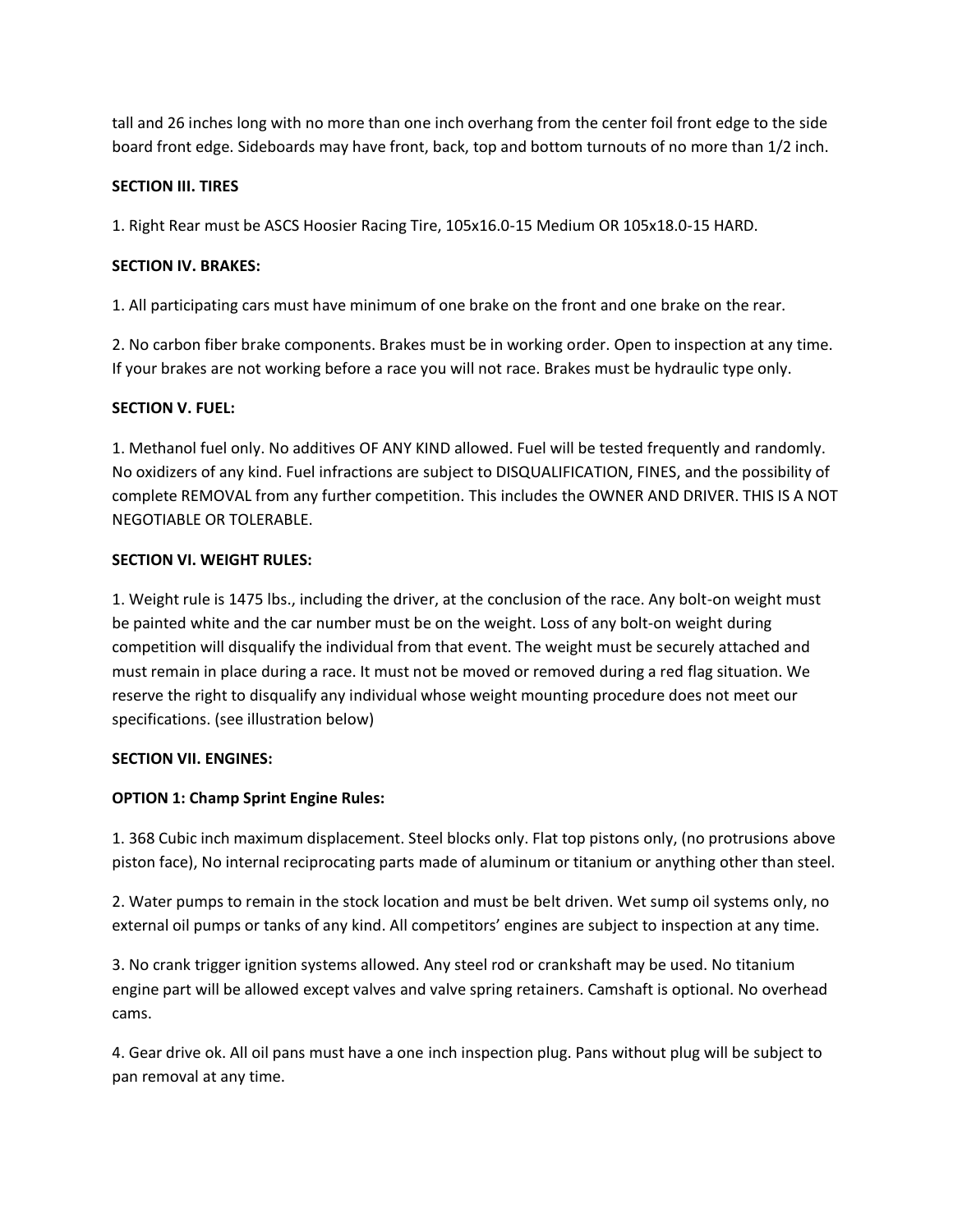tall and 26 inches long with no more than one inch overhang from the center foil front edge to the side board front edge. Sideboards may have front, back, top and bottom turnouts of no more than 1/2 inch.

**SECTION III. TIRES**

1. Right Rear must be ASCS Hoosier Racing Tire, 105x16.0-15 Medium OR 105x18.0-15 HARD.

**SECTION IV. BRAKES:**

1. All participating cars must have minimum of one brake on the front and one brake on the rear.

2. No carbon fiber brake components. Brakes must be in working order. Open to inspection at any time. If your brakes are not working before a race you will not race. Brakes must be hydraulic type only.

**SECTION V. FUEL:**

1. Methanol fuel only. No additives OF ANY KIND allowed. Fuel will be tested frequently and randomly. No oxidizers of any kind. Fuel infractions are subject to DISQUALIFICATION, FINES, and the possibility of complete REMOVAL from any further competition. This includes the OWNER AND DRIVER. THIS IS A NOT NEGOTIABLE OR TOLERABLE.

**SECTION VI. WEIGHT RULES:**

1. Weight rule is 1475 lbs., including the driver, at the conclusion of the race. Any bolt-on weight must be painted white and the car number must be on the weight. Loss of any bolt-on weight during competition will disqualify the individual from that event. The weight must be securely attached and must remain in place during a race. It must not be moved or removed during a red flag situation. We reserve the right to disqualify any individual whose weight mounting procedure does not meet our specifications. (see illustration below)

**SECTION VII. ENGINES:**

**OPTION 1: Champ Sprint Engine Rules:**

1. 368 Cubic inch maximum displacement. Steel blocks only. Flat top pistons only, (no protrusions above piston face), No internal reciprocating parts made of aluminum or titanium or anything other than steel.

2. Water pumps to remain in the stock location and must be belt driven. Wet sump oil systems only, no external oil pumps or tanks of any kind. All competitors' engines are subject to inspection at any time.

3. No crank trigger ignition systems allowed. Any steel rod or crankshaft may be used. No titanium engine part will be allowed except valves and valve spring retainers. Camshaft is optional. No overhead cams.

4. Gear drive ok. All oil pans must have a one inch inspection plug. Pans without plug will be subject to pan removal at any time.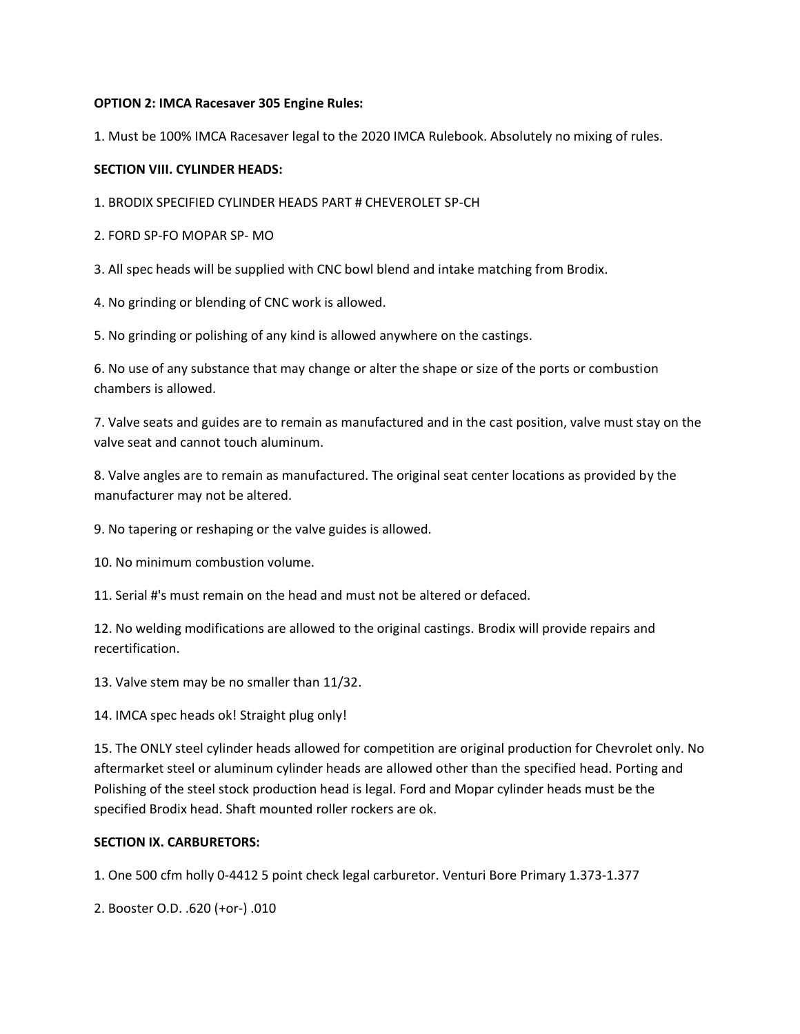**OPTION 2: IMCA Racesaver 305 Engine Rules:**

1. Must be 100% IMCA Racesaver legal to the 2020 IMCA Rulebook. Absolutely no mixing of rules.

**SECTION VIII. CYLINDER HEADS:**

1. BRODIX SPECIFIED CYLINDER HEADS PART # CHEVEROLET SP-CH
2. FORD SP-FO MOPAR SP- MO
3. All spec heads will be supplied with CNC bowl blend and intake matching from Brodix.
4. No grinding or blending of CNC work is allowed.
5. No grinding or polishing of any kind is allowed anywhere on the castings.
6. No use of any substance that may change or alter the shape or size of the ports or combustion chambers is allowed.
7. Valve seats and guides are to remain as manufactured and in the cast position, valve must stay on the valve seat and cannot touch aluminum.
8. Valve angles are to remain as manufactured. The original seat center locations as provided by the manufacturer may not be altered.
9. No tapering or reshaping or the valve guides is allowed.
10. No minimum combustion volume.
11. Serial #'s must remain on the head and must not be altered or defaced.
12. No welding modifications are allowed to the original castings. Brodix will provide repairs and recertification.
13. Valve stem may be no smaller than 11/32.
14. IMCA spec heads ok! Straight plug only!
15. The ONLY steel cylinder heads allowed for competition are original production for Chevrolet only. No aftermarket steel or aluminum cylinder heads are allowed other than the specified head. Porting and Polishing of the steel stock production head is legal. Ford and Mopar cylinder heads must be the specified Brodix head. Shaft mounted roller rockers are ok.

**SECTION IX. CARBURETORS:**

1. One 500 cfm holly 0-4412 5 point check legal carburetor. Venturi Bore Primary 1.373-1.377
2. Booster O.D. .620 (+or-) .010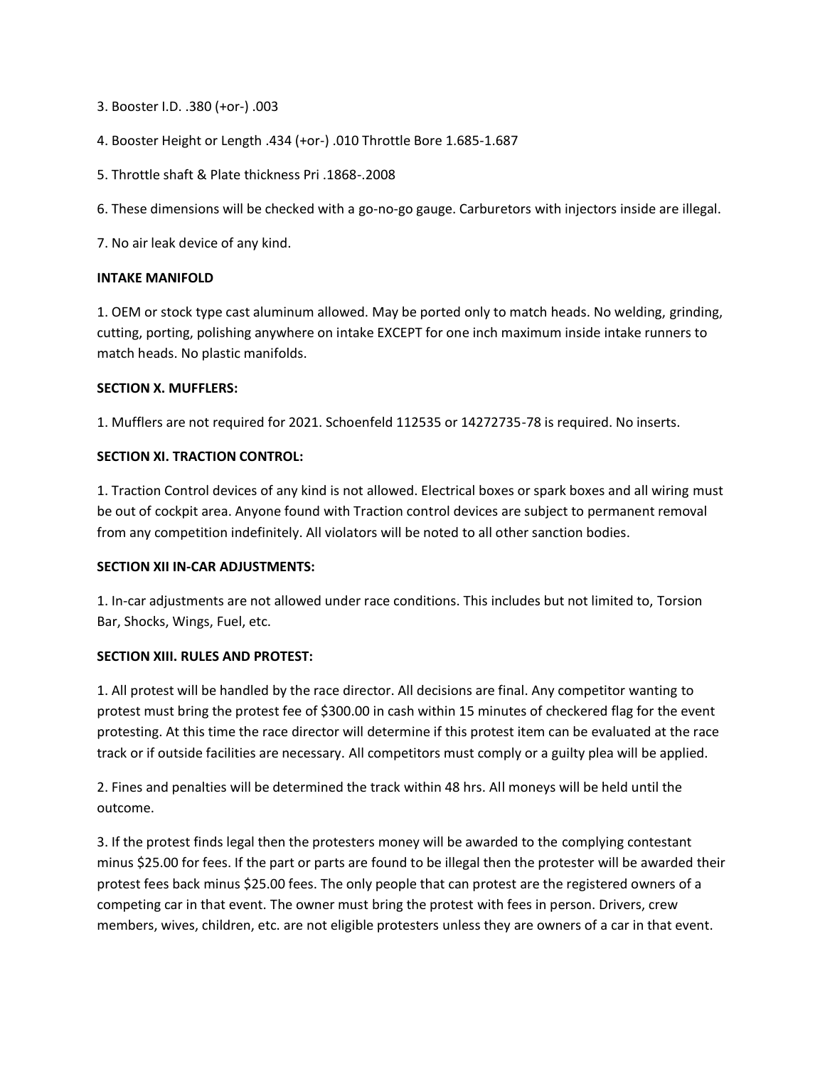3. Booster I.D. .380 (+or-) .003

4. Booster Height or Length .434 (+or-) .010 Throttle Bore 1.685-1.687

5. Throttle shaft & Plate thickness Pri .1868-.2008

6. These dimensions will be checked with a go-no-go gauge. Carburetors with injectors inside are illegal.

7. No air leak device of any kind.

**INTAKE MANIFOLD**

1. OEM or stock type cast aluminum allowed. May be ported only to match heads. No welding, grinding, cutting, porting, polishing anywhere on intake EXCEPT for one inch maximum inside intake runners to match heads. No plastic manifolds.

**SECTION X. MUFFLERS:**

1. Mufflers are not required for 2021. Schoenfeld 112535 or 14272735-78 is required. No inserts.

**SECTION XI. TRACTION CONTROL:**

1. Traction Control devices of any kind is not allowed. Electrical boxes or spark boxes and all wiring must be out of cockpit area. Anyone found with Traction control devices are subject to permanent removal from any competition indefinitely. All violators will be noted to all other sanction bodies.

**SECTION XII IN-CAR ADJUSTMENTS:**

1. In-car adjustments are not allowed under race conditions. This includes but not limited to, Torsion Bar, Shocks, Wings, Fuel, etc.

**SECTION XIII. RULES AND PROTEST:**

1. All protest will be handled by the race director. All decisions are final. Any competitor wanting to protest must bring the protest fee of $300.00 in cash within 15 minutes of checkered flag for the event protesting. At this time the race director will determine if this protest item can be evaluated at the race track or if outside facilities are necessary. All competitors must comply or a guilty plea will be applied.

2. Fines and penalties will be determined the track within 48 hrs. All moneys will be held until the outcome.

3. If the protest finds legal then the protesters money will be awarded to the complying contestant minus $25.00 for fees. If the part or parts are found to be illegal then the protester will be awarded their protest fees back minus $25.00 fees. The only people that can protest are the registered owners of a competing car in that event. The owner must bring the protest with fees in person. Drivers, crew members, wives, children, etc. are not eligible protesters unless they are owners of a car in that event.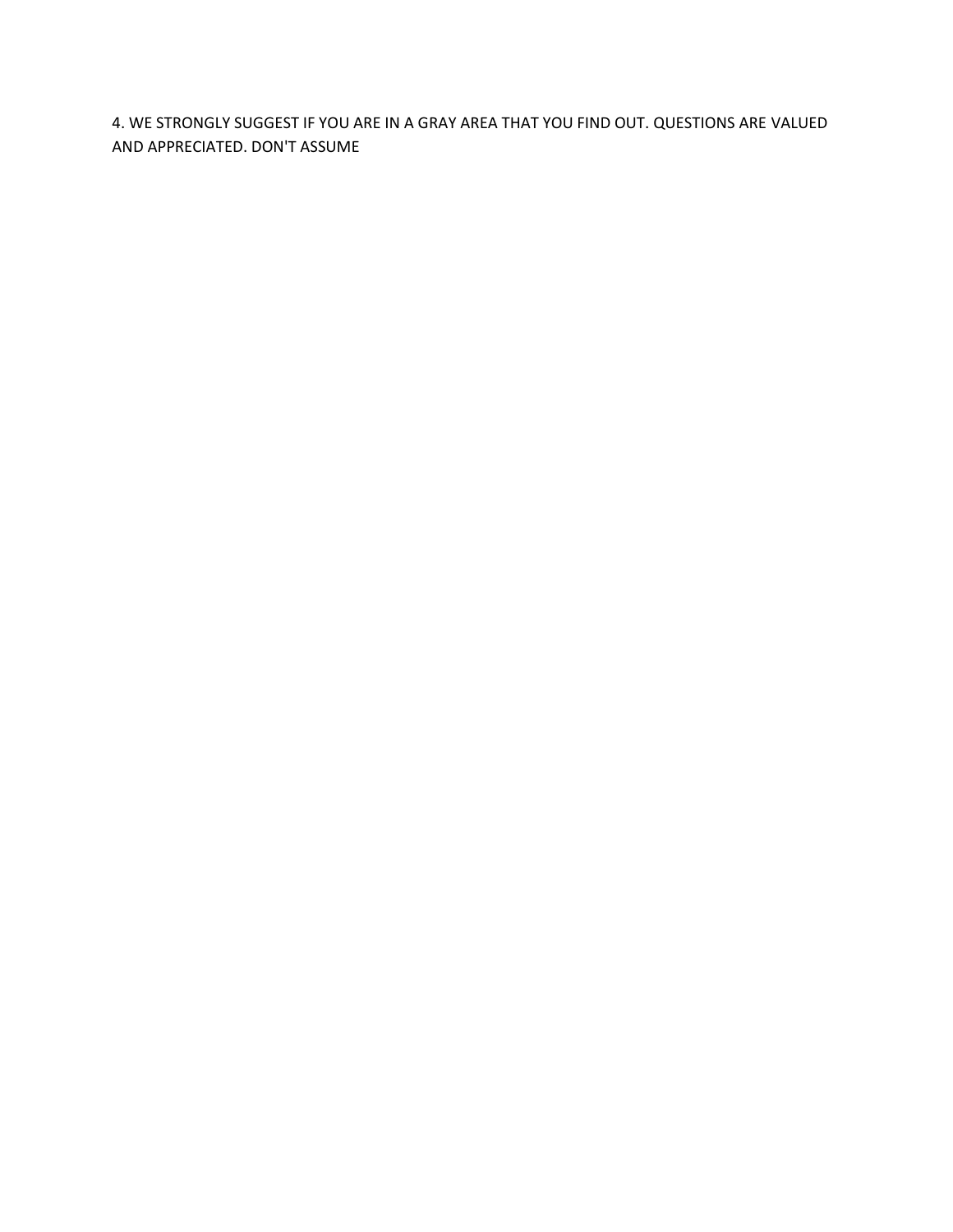4. WE STRONGLY SUGGEST IF YOU ARE IN A GRAY AREA THAT YOU FIND OUT. QUESTIONS ARE VALUED AND APPRECIATED. DON'T ASSUME